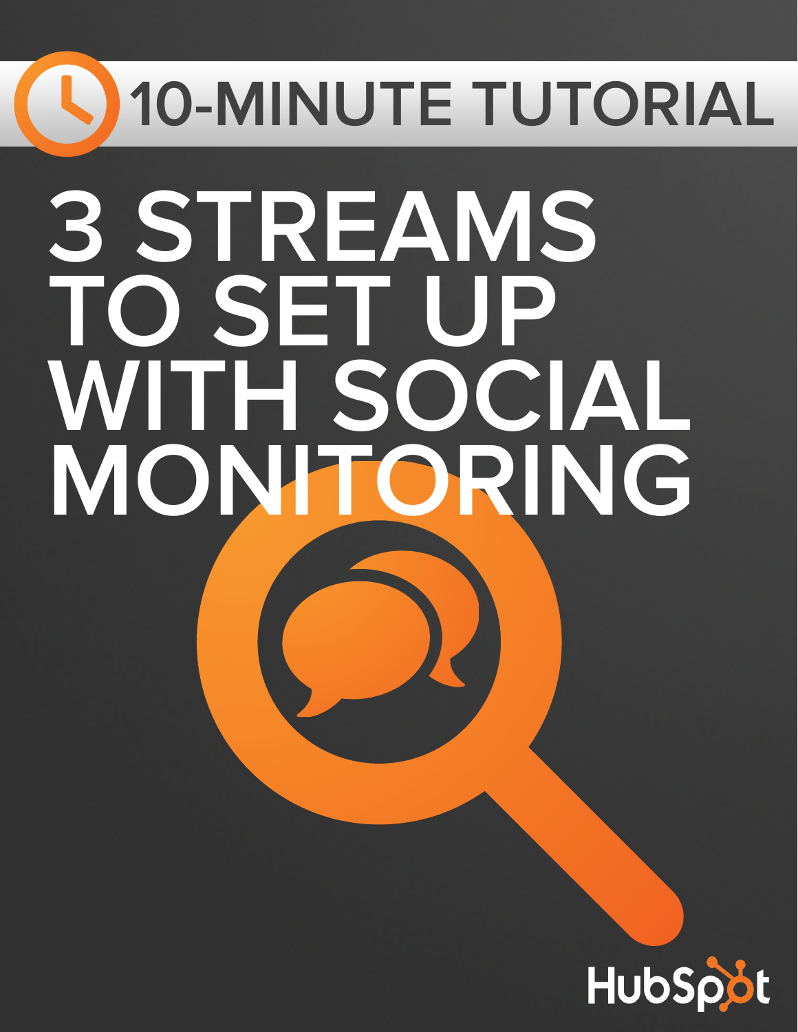10-MINUTE TUTORIAL

# 3 STREAMS TO SET UP WITH SOCIAL MONITORING

HubSpot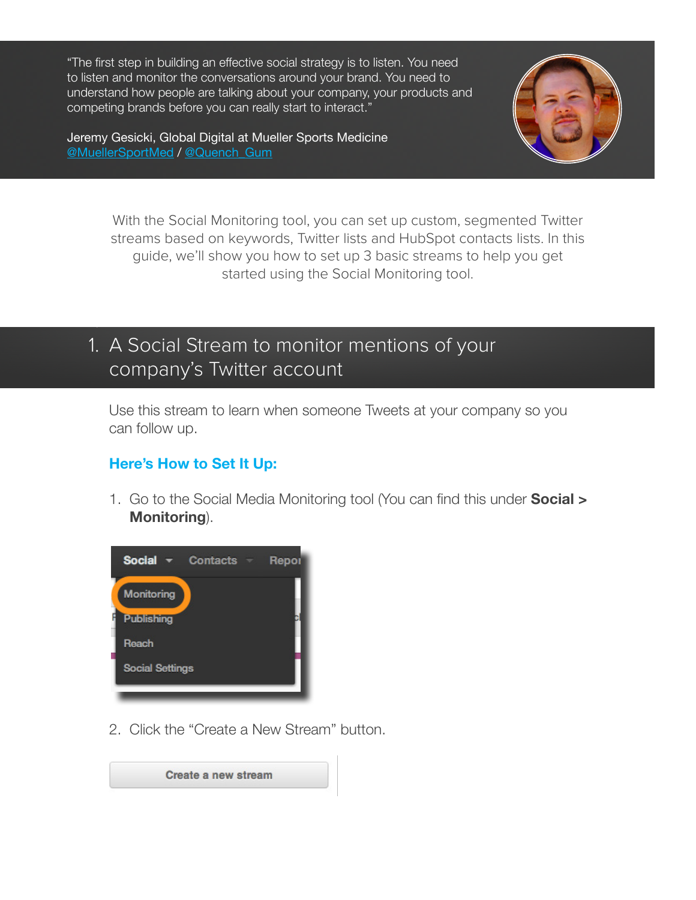"The first step in building an effective social strategy is to listen. You need to listen and monitor the conversations around your brand. You need to understand how people are talking about your company, your products and competing brands before you can really start to interact."

Jeremy Gesicki, Global Digital at Mueller Sports Medicine
@MuellerSportMed / @Quench_Gum

With the Social Monitoring tool, you can set up custom, segmented Twitter streams based on keywords, Twitter lists and HubSpot contacts lists. In this guide, we'll show you how to set up 3 basic streams to help you get started using the Social Monitoring tool.

## 1. A Social Stream to monitor mentions of your company's Twitter account

Use this stream to learn when someone Tweets at your company so you can follow up.

### Here's How to Set It Up:

1. Go to the Social Media Monitoring tool (You can find this under **Social > Monitoring**).

2. Click the "Create a New Stream" button.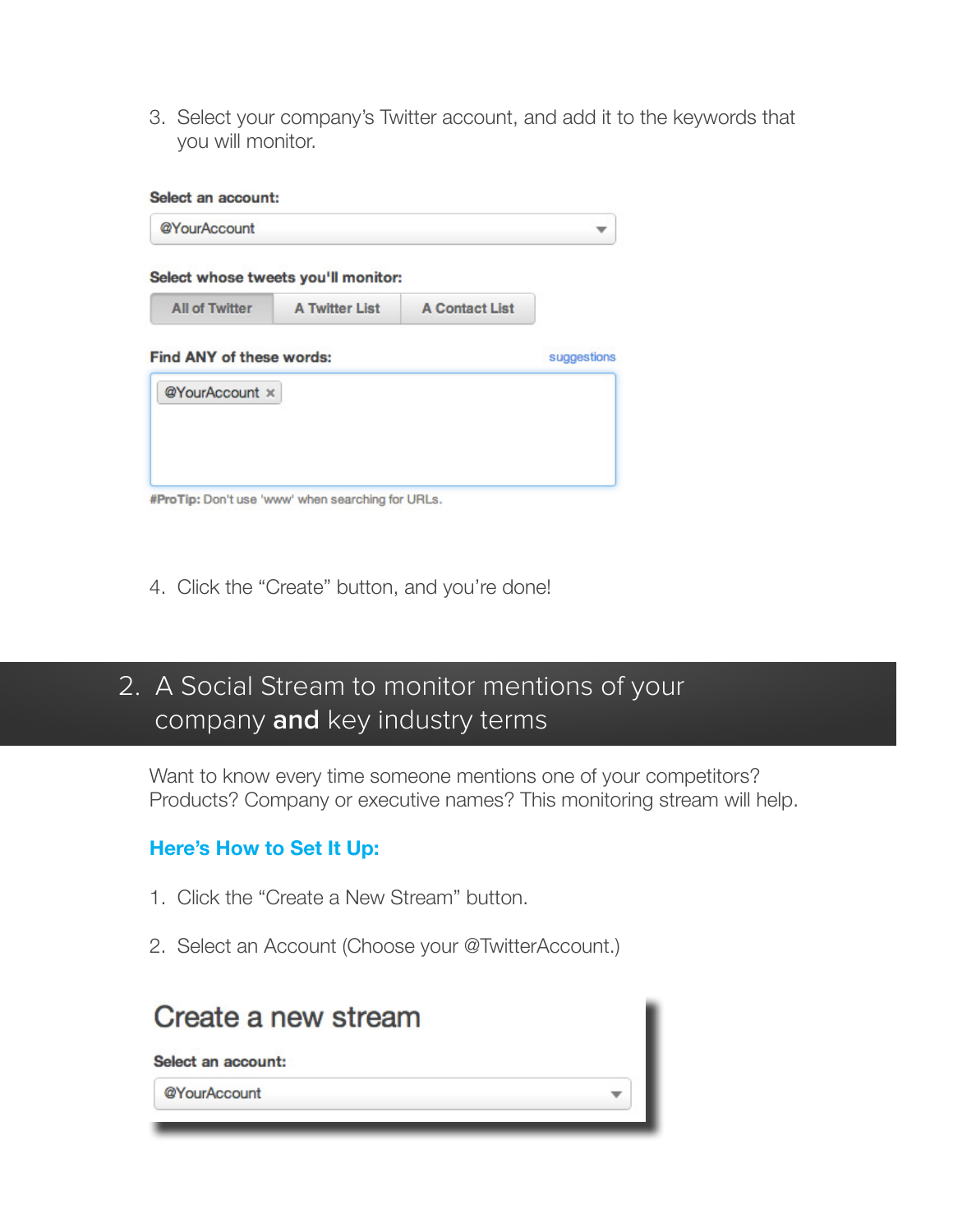3. Select your company's Twitter account, and add it to the keywords that you will monitor.

**Select an account:**

@YourAccount

**Select whose tweets you'll monitor:**

All of Twitter | A Twitter List | A Contact List

**Find ANY of these words:** suggestions

@YourAccount ×

**#ProTip:** Don't use 'www' when searching for URLs.

4. Click the "Create" button, and you're done!

## 2. A Social Stream to monitor mentions of your company **and** key industry terms

Want to know every time someone mentions one of your competitors? Products? Company or executive names? This monitoring stream will help.

### Here's How to Set It Up:

1. Click the "Create a New Stream" button.

2. Select an Account (Choose your @TwitterAccount.)

**Create a new stream**

**Select an account:**

@YourAccount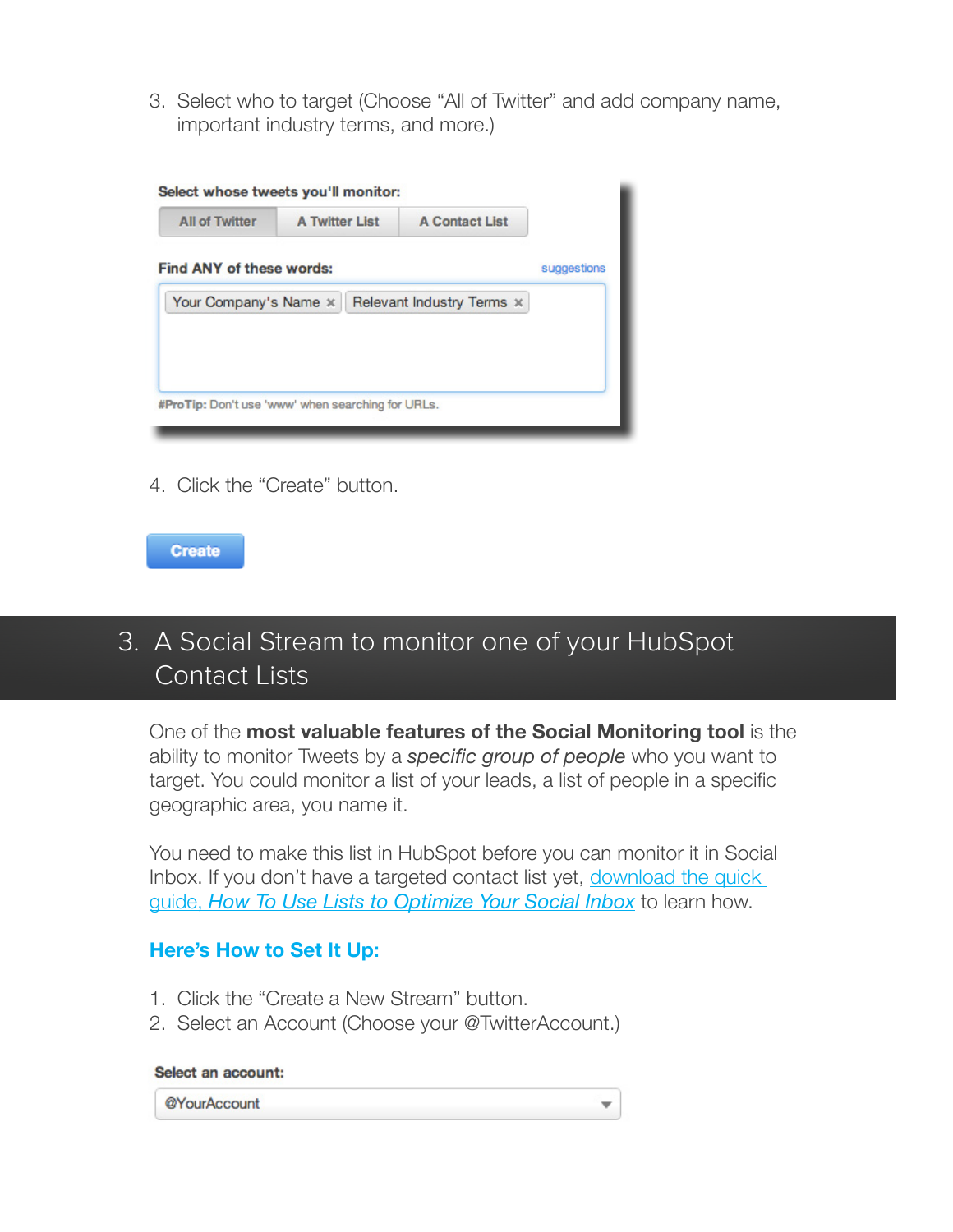3. Select who to target (Choose "All of Twitter" and add company name, important industry terms, and more.)

Select whose tweets you'll monitor:

All of Twitter | A Twitter List | A Contact List

Find ANY of these words: suggestions

Your Company's Name × Relevant Industry Terms ×

#ProTip: Don't use 'www' when searching for URLs.

4. Click the "Create" button.

Create

## 3. A Social Stream to monitor one of your HubSpot Contact Lists

One of the **most valuable features of the Social Monitoring tool** is the ability to monitor Tweets by a *specific group of people* who you want to target. You could monitor a list of your leads, a list of people in a specific geographic area, you name it.

You need to make this list in HubSpot before you can monitor it in Social Inbox. If you don't have a targeted contact list yet, download the quick guide, *How To Use Lists to Optimize Your Social Inbox* to learn how.

### Here's How to Set It Up:

1. Click the "Create a New Stream" button.
2. Select an Account (Choose your @TwitterAccount.)

Select an account:

@YourAccount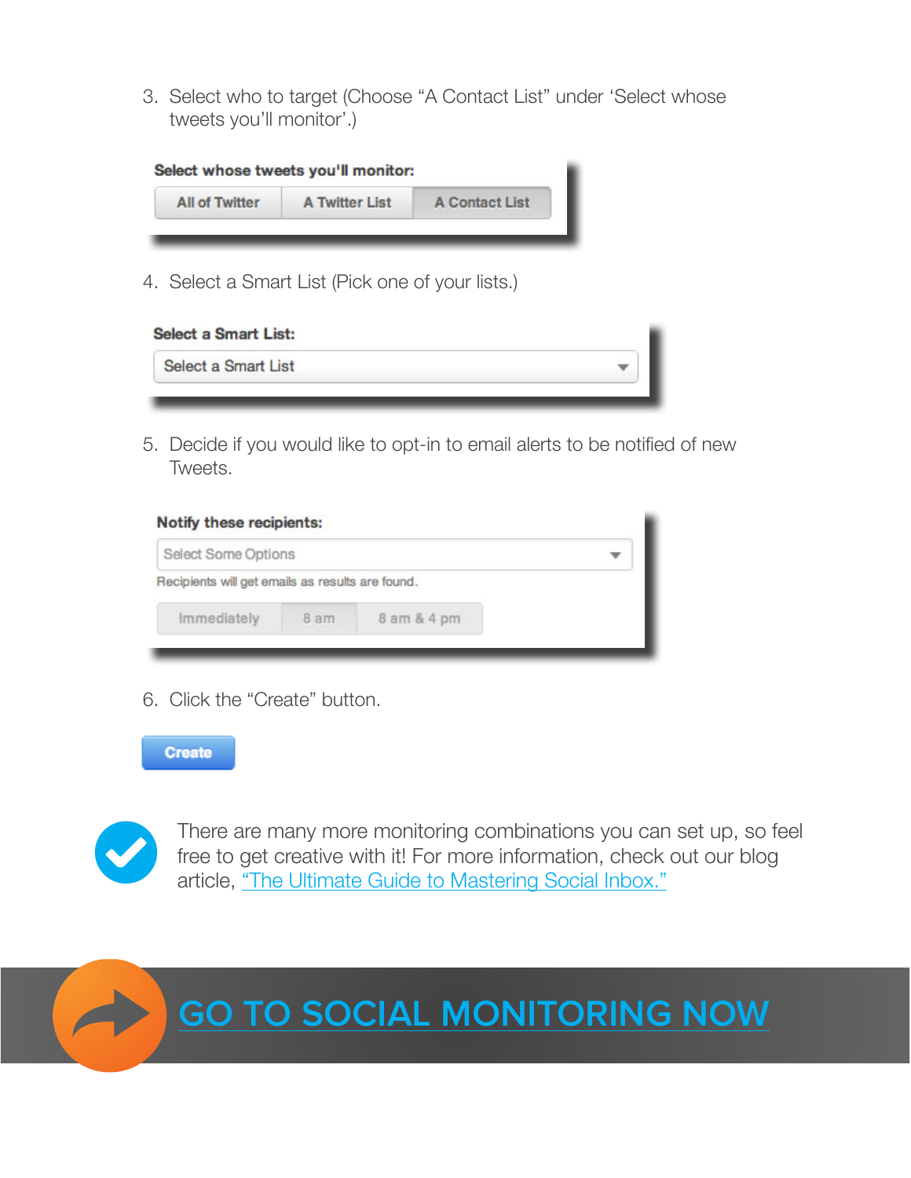3. Select who to target (Choose "A Contact List" under 'Select whose tweets you'll monitor'.)

**Select whose tweets you'll monitor:**

All of Twitter | A Twitter List | A Contact List

4. Select a Smart List (Pick one of your lists.)

**Select a Smart List:**

Select a Smart List

5. Decide if you would like to opt-in to email alerts to be notified of new Tweets.

**Notify these recipients:**

Select Some Options

Recipients will get emails as results are found.

Immediately | 8 am | 8 am & 4 pm

6. Click the "Create" button.

Create

There are many more monitoring combinations you can set up, so feel free to get creative with it! For more information, check out our blog article, "The Ultimate Guide to Mastering Social Inbox."

GO TO SOCIAL MONITORING NOW